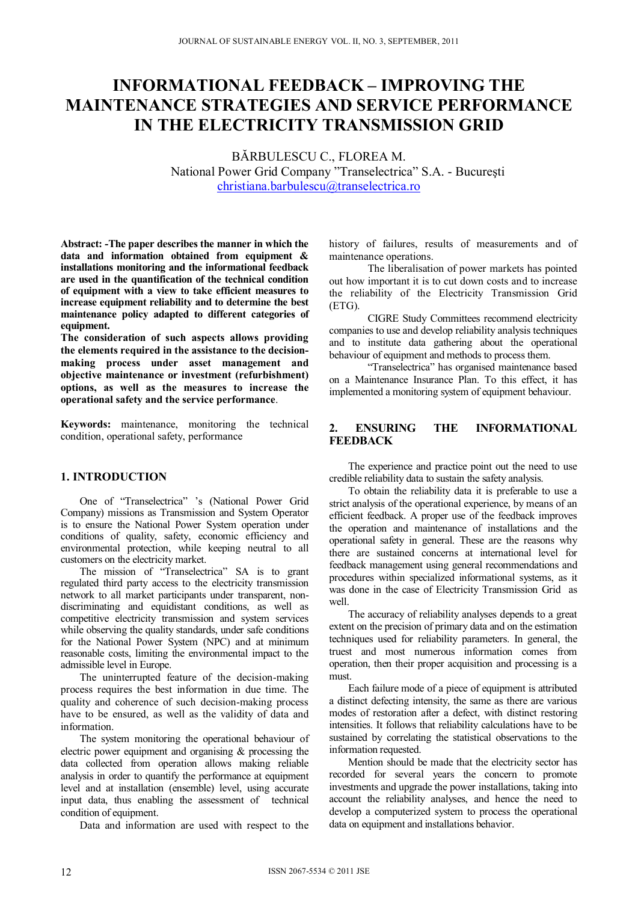# INFORMATIONAL FEEDBACK – IMPROVING THE MAINTENANCE STRATEGIES AND SERVICE PERFORMANCE IN THE ELECTRICITY TRANSMISSION GRID

BĂRBULESCU C., FLOREA M.
National Power Grid Company "Transelectrica" S.A. - Bucureşti
christiana.barbulescu@transelectrica.ro

**Abstract: -The paper describes the manner in which the data and information obtained from equipment & installations monitoring and the informational feedback are used in the quantification of the technical condition of equipment with a view to take efficient measures to increase equipment reliability and to determine the best maintenance policy adapted to different categories of equipment.**

**The consideration of such aspects allows providing the elements required in the assistance to the decision-making process under asset management and objective maintenance or investment (refurbishment) options, as well as the measures to increase the operational safety and the service performance.**

**Keywords:** maintenance, monitoring the technical condition, operational safety, performance

## 1. INTRODUCTION

One of "Transelectrica" 's (National Power Grid Company) missions as Transmission and System Operator is to ensure the National Power System operation under conditions of quality, safety, economic efficiency and environmental protection, while keeping neutral to all customers on the electricity market.

The mission of "Transelectrica" SA is to grant regulated third party access to the electricity transmission network to all market participants under transparent, non-discriminating and equidistant conditions, as well as competitive electricity transmission and system services while observing the quality standards, under safe conditions for the National Power System (NPC) and at minimum reasonable costs, limiting the environmental impact to the admissible level in Europe.

The uninterrupted feature of the decision-making process requires the best information in due time. The quality and coherence of such decision-making process have to be ensured, as well as the validity of data and information.

The system monitoring the operational behaviour of electric power equipment and organising & processing the data collected from operation allows making reliable analysis in order to quantify the performance at equipment level and at installation (ensemble) level, using accurate input data, thus enabling the assessment of technical condition of equipment.

Data and information are used with respect to the history of failures, results of measurements and of maintenance operations.

The liberalisation of power markets has pointed out how important it is to cut down costs and to increase the reliability of the Electricity Transmission Grid (ETG).

CIGRE Study Committees recommend electricity companies to use and develop reliability analysis techniques and to institute data gathering about the operational behaviour of equipment and methods to process them.

"Transelectrica" has organised maintenance based on a Maintenance Insurance Plan. To this effect, it has implemented a monitoring system of equipment behaviour.

## 2. ENSURING THE INFORMATIONAL FEEDBACK

The experience and practice point out the need to use credible reliability data to sustain the safety analysis.

To obtain the reliability data it is preferable to use a strict analysis of the operational experience, by means of an efficient feedback. A proper use of the feedback improves the operation and maintenance of installations and the operational safety in general. These are the reasons why there are sustained concerns at international level for feedback management using general recommendations and procedures within specialized informational systems, as it was done in the case of Electricity Transmission Grid as well.

The accuracy of reliability analyses depends to a great extent on the precision of primary data and on the estimation techniques used for reliability parameters. In general, the truest and most numerous information comes from operation, then their proper acquisition and processing is a must.

Each failure mode of a piece of equipment is attributed a distinct defecting intensity, the same as there are various modes of restoration after a defect, with distinct restoring intensities. It follows that reliability calculations have to be sustained by correlating the statistical observations to the information requested.

Mention should be made that the electricity sector has recorded for several years the concern to promote investments and upgrade the power installations, taking into account the reliability analyses, and hence the need to develop a computerized system to process the operational data on equipment and installations behavior.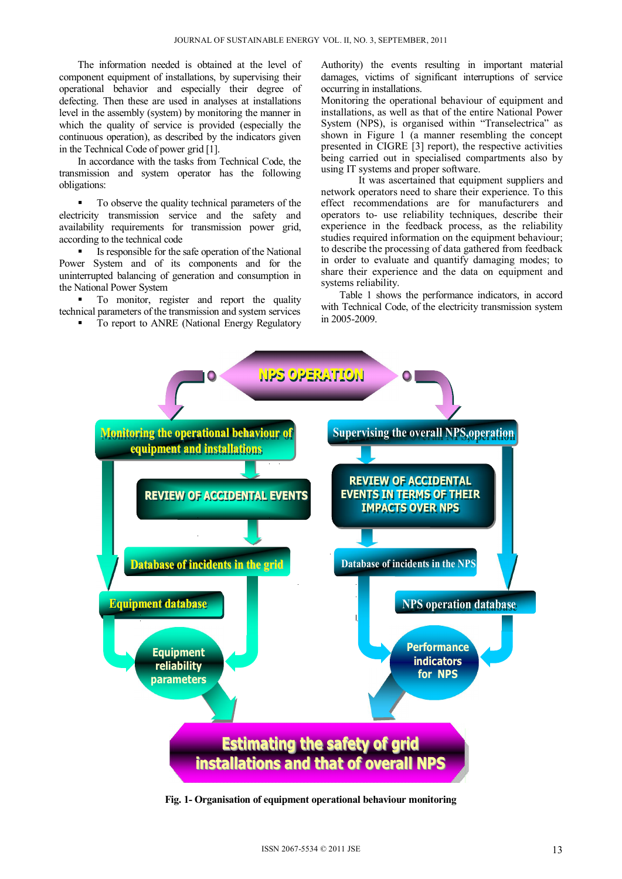The information needed is obtained at the level of component equipment of installations, by supervising their operational behavior and especially their degree of defecting. Then these are used in analyses at installations level in the assembly (system) by monitoring the manner in which the quality of service is provided (especially the continuous operation), as described by the indicators given in the Technical Code of power grid [1].

In accordance with the tasks from Technical Code, the transmission and system operator has the following obligations:

- To observe the quality technical parameters of the electricity transmission service and the safety and availability requirements for transmission power grid, according to the technical code
- Is responsible for the safe operation of the National Power System and of its components and for the uninterrupted balancing of generation and consumption in the National Power System
- To monitor, register and report the quality technical parameters of the transmission and system services
- To report to ANRE (National Energy Regulatory Authority) the events resulting in important material damages, victims of significant interruptions of service occurring in installations.

Monitoring the operational behaviour of equipment and installations, as well as that of the entire National Power System (NPS), is organised within "Transelectrica" as shown in Figure 1 (a manner resembling the concept presented in CIGRE [3] report), the respective activities being carried out in specialised compartments also by using IT systems and proper software.

It was ascertained that equipment suppliers and network operators need to share their experience. To this effect recommendations are for manufacturers and operators to- use reliability techniques, describe their experience in the feedback process, as the reliability studies required information on the equipment behaviour; to describe the processing of data gathered from feedback in order to evaluate and quantify damaging modes; to share their experience and the data on equipment and systems reliability.

Table 1 shows the performance indicators, in accord with Technical Code, of the electricity transmission system in 2005-2009.

**Fig. 1- Organisation of equipment operational behaviour monitoring**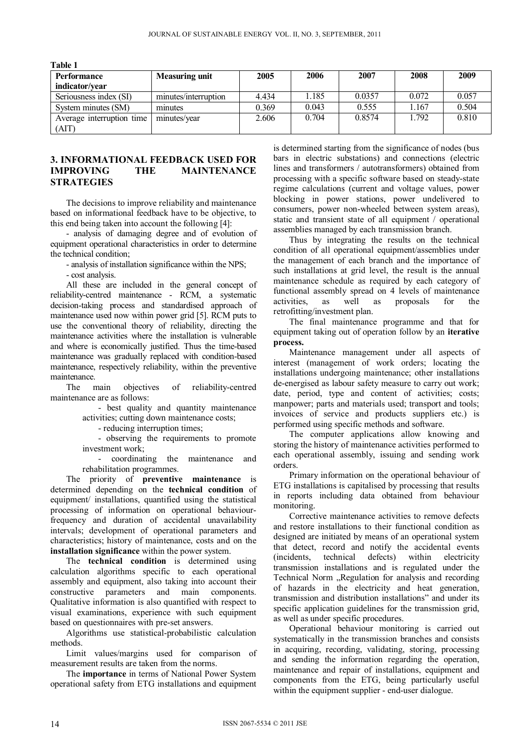**Table 1**

| Performance indicator/year | Measuring unit | 2005 | 2006 | 2007 | 2008 | 2009 |
|---|---|---|---|---|---|---|
| Seriousness index (SI) | minutes/interruption | 4.434 | 1.185 | 0.0357 | 0.072 | 0.057 |
| System minutes (SM) | minutes | 0.369 | 0.043 | 0.555 | 1.167 | 0.504 |
| Average interruption time (AIT) | minutes/year | 2.606 | 0.704 | 0.8574 | 1.792 | 0.810 |

## 3. INFORMATIONAL FEEDBACK USED FOR IMPROVING THE MAINTENANCE STRATEGIES

The decisions to improve reliability and maintenance based on informational feedback have to be objective, to this end being taken into account the following [4]:

- analysis of damaging degree and of evolution of equipment operational characteristics in order to determine the technical condition;
- analysis of installation significance within the NPS;
- cost analysis.

All these are included in the general concept of reliability-centred maintenance - RCM, a systematic decision-taking process and standardised approach of maintenance used now within power grid [5]. RCM puts to use the conventional theory of reliability, directing the maintenance activities where the installation is vulnerable and where is economically justified. Thus the time-based maintenance was gradually replaced with condition-based maintenance, respectively reliability, within the preventive maintenance.

The main objectives of reliability-centred maintenance are as follows:

- best quality and quantity maintenance activities; cutting down maintenance costs;
- reducing interruption times;
- observing the requirements to promote investment work;
- coordinating the maintenance and rehabilitation programmes.

The priority of **preventive maintenance** is determined depending on the **technical condition** of equipment/ installations, quantified using the statistical processing of information on operational behaviour-frequency and duration of accidental unavailability intervals; development of operational parameters and characteristics; history of maintenance, costs and on the **installation significance** within the power system.

The **technical condition** is determined using calculation algorithms specific to each operational assembly and equipment, also taking into account their constructive parameters and main components. Qualitative information is also quantified with respect to visual examinations, experience with such equipment based on questionnaires with pre-set answers.

Algorithms use statistical-probabilistic calculation methods.

Limit values/margins used for comparison of measurement results are taken from the norms.

The **importance** in terms of National Power System operational safety from ETG installations and equipment is determined starting from the significance of nodes (bus bars in electric substations) and connections (electric lines and transformers / autotransformers) obtained from processing with a specific software based on steady-state regime calculations (current and voltage values, power blocking in power stations, power undelivered to consumers, power non-wheeled between system areas), static and transient state of all equipment / operational assemblies managed by each transmission branch.

Thus by integrating the results on the technical condition of all operational equipment/assemblies under the management of each branch and the importance of such installations at grid level, the result is the annual maintenance schedule as required by each category of functional assembly spread on 4 levels of maintenance activities, as well as proposals for the retrofitting/investment plan.

The final maintenance programme and that for equipment taking out of operation follow by an **iterative process.**

Maintenance management under all aspects of interest (management of work orders; locating the installations undergoing maintenance; other installations de-energised as labour safety measure to carry out work; date, period, type and content of activities; costs; manpower; parts and materials used; transport and tools; invoices of service and products suppliers etc.) is performed using specific methods and software.

The computer applications allow knowing and storing the history of maintenance activities performed to each operational assembly, issuing and sending work orders.

Primary information on the operational behaviour of ETG installations is capitalised by processing that results in reports including data obtained from behaviour monitoring.

Corrective maintenance activities to remove defects and restore installations to their functional condition as designed are initiated by means of an operational system that detect, record and notify the accidental events (incidents, technical defects) within electricity transmission installations and is regulated under the Technical Norm „Regulation for analysis and recording of hazards in the electricity and heat generation, transmission and distribution installations" and under its specific application guidelines for the transmission grid, as well as under specific procedures.

Operational behaviour monitoring is carried out systematically in the transmission branches and consists in acquiring, recording, validating, storing, processing and sending the information regarding the operation, maintenance and repair of installations, equipment and components from the ETG, being particularly useful within the equipment supplier - end-user dialogue.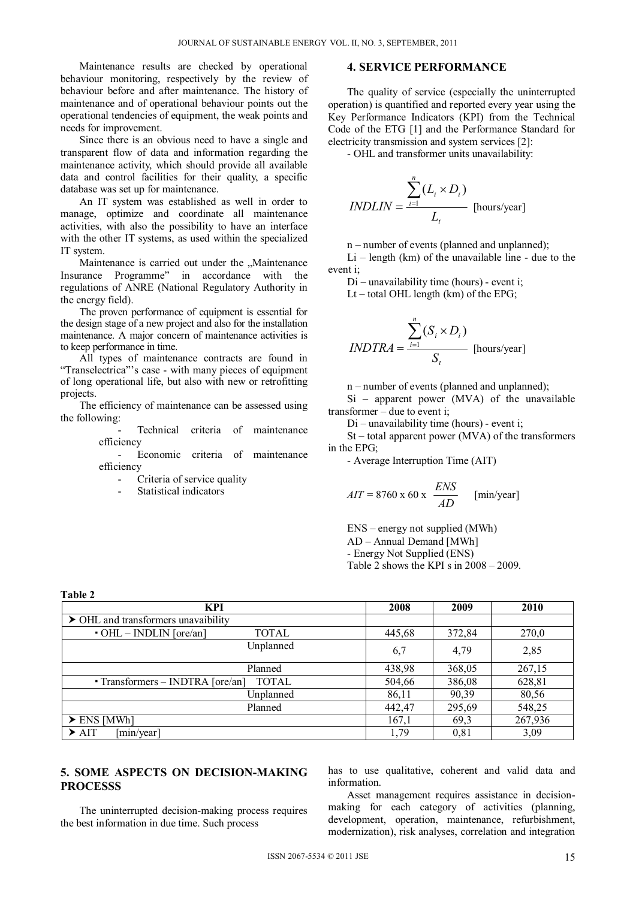Maintenance results are checked by operational behaviour monitoring, respectively by the review of behaviour before and after maintenance. The history of maintenance and of operational behaviour points out the operational tendencies of equipment, the weak points and needs for improvement.

Since there is an obvious need to have a single and transparent flow of data and information regarding the maintenance activity, which should provide all available data and control facilities for their quality, a specific database was set up for maintenance.

An IT system was established as well in order to manage, optimize and coordinate all maintenance activities, with also the possibility to have an interface with the other IT systems, as used within the specialized IT system.

Maintenance is carried out under the „Maintenance Insurance Programme" in accordance with the regulations of ANRE (National Regulatory Authority in the energy field).

The proven performance of equipment is essential for the design stage of a new project and also for the installation maintenance. A major concern of maintenance activities is to keep performance in time.

All types of maintenance contracts are found in "Transelectrica"'s case - with many pieces of equipment of long operational life, but also with new or retrofitting projects.

The efficiency of maintenance can be assessed using the following:

- Technical criteria of maintenance efficiency
- Economic criteria of maintenance efficiency
- Criteria of service quality
- Statistical indicators

## 4. SERVICE PERFORMANCE

The quality of service (especially the uninterrupted operation) is quantified and reported every year using the Key Performance Indicators (KPI) from the Technical Code of the ETG [1] and the Performance Standard for electricity transmission and system services [2]:

- OHL and transformer units unavailability:

$$INDLIN = \frac{\sum_{i=1}^{n}(L_i \times D_i)}{L_t} \text{ [hours/year]}$$

n – number of events (planned and unplanned);

$L_i$ – length (km) of the unavailable line - due to the event i;

$D_i$ – unavailability time (hours) - event i;

$L_t$ – total OHL length (km) of the EPG;

$$INDTRA = \frac{\sum_{i=1}^{n}(S_i \times D_i)}{S_t} \text{ [hours/year]}$$

n – number of events (planned and unplanned);

$S_i$ – apparent power (MVA) of the unavailable transformer – due to event i;

$D_i$ – unavailability time (hours) - event i;

$S_t$ – total apparent power (MVA) of the transformers in the EPG;

- Average Interruption Time (AIT)

$$AIT = 8760 \text{ x } 60 \text{ x } \frac{ENS}{AD} \quad \text{[min/year]}$$

ENS – energy not supplied (MWh)

AD – Annual Demand [MWh]

- Energy Not Supplied (ENS)

Table 2 shows the KPI s in 2008 – 2009.

**Table 2**

| KPI | | 2008 | 2009 | 2010 |
|---|---|---|---|---|
| ➤ OHL and transformers unavaibility | | | | |
| ▪ OHL – INDLIN [ore/an] | TOTAL | 445,68 | 372,84 | 270,0 |
| | Unplanned | 6,7 | 4,79 | 2,85 |
| | Planned | 438,98 | 368,05 | 267,15 |
| ▪ Transformers – INDTRA [ore/an] | TOTAL | 504,66 | 386,08 | 628,81 |
| | Unplanned | 86,11 | 90,39 | 80,56 |
| | Planned | 442,47 | 295,69 | 548,25 |
| ➤ ENS [MWh] | | 167,1 | 69,3 | 267,936 |
| ➤ AIT [min/year] | | 1,79 | 0,81 | 3,09 |

## 5. SOME ASPECTS ON DECISION-MAKING PROCESSS

The uninterrupted decision-making process requires the best information in due time. Such process has to use qualitative, coherent and valid data and information.

Asset management requires assistance in decision-making for each category of activities (planning, development, operation, maintenance, refurbishment, modernization), risk analyses, correlation and integration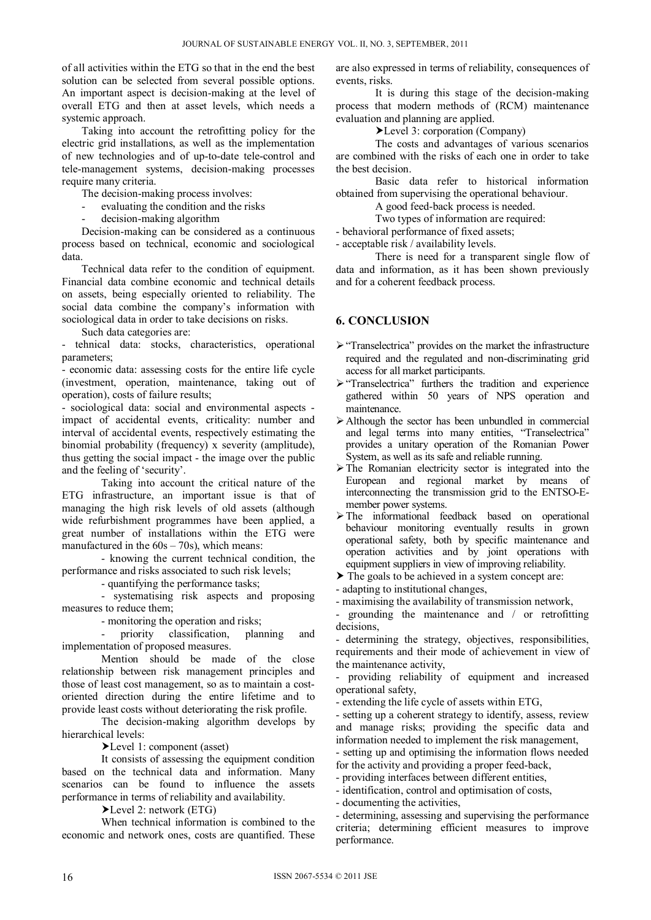of all activities within the ETG so that in the end the best solution can be selected from several possible options. An important aspect is decision-making at the level of overall ETG and then at asset levels, which needs a systemic approach.

Taking into account the retrofitting policy for the electric grid installations, as well as the implementation of new technologies and of up-to-date tele-control and tele-management systems, decision-making processes require many criteria.

The decision-making process involves:

- evaluating the condition and the risks
- decision-making algorithm

Decision-making can be considered as a continuous process based on technical, economic and sociological data.

Technical data refer to the condition of equipment. Financial data combine economic and technical details on assets, being especially oriented to reliability. The social data combine the company's information with sociological data in order to take decisions on risks.

Such data categories are:

- tehnical data: stocks, characteristics, operational parameters;
- economic data: assessing costs for the entire life cycle (investment, operation, maintenance, taking out of operation), costs of failure results;
- sociological data: social and environmental aspects - impact of accidental events, criticality: number and interval of accidental events, respectively estimating the binomial probability (frequency) x severity (amplitude), thus getting the social impact - the image over the public and the feeling of 'security'.

Taking into account the critical nature of the ETG infrastructure, an important issue is that of managing the high risk levels of old assets (although wide refurbishment programmes have been applied, a great number of installations within the ETG were manufactured in the 60s – 70s), which means:

- knowing the current technical condition, the performance and risks associated to such risk levels;
- quantifying the performance tasks;
- systematising risk aspects and proposing measures to reduce them;
- monitoring the operation and risks;
- priority classification, planning and implementation of proposed measures.

Mention should be made of the close relationship between risk management principles and those of least cost management, so as to maintain a cost-oriented direction during the entire lifetime and to provide least costs without deteriorating the risk profile.

The decision-making algorithm develops by hierarchical levels:

➤Level 1: component (asset)

It consists of assessing the equipment condition based on the technical data and information. Many scenarios can be found to influence the assets performance in terms of reliability and availability.

➤Level 2: network (ETG)

When technical information is combined to the economic and network ones, costs are quantified. These are also expressed in terms of reliability, consequences of events, risks.

It is during this stage of the decision-making process that modern methods of (RCM) maintenance evaluation and planning are applied.

➤Level 3: corporation (Company)

The costs and advantages of various scenarios are combined with the risks of each one in order to take the best decision.

Basic data refer to historical information obtained from supervising the operational behaviour.

A good feed-back process is needed.

Two types of information are required:

- behavioral performance of fixed assets;
- acceptable risk / availability levels.

There is need for a transparent single flow of data and information, as it has been shown previously and for a coherent feedback process.

## 6. CONCLUSION

- "Transelectrica" provides on the market the infrastructure required and the regulated and non-discriminating grid access for all market participants.
- "Transelectrica" furthers the tradition and experience gathered within 50 years of NPS operation and maintenance.
- Although the sector has been unbundled in commercial and legal terms into many entities, "Transelectrica" provides a unitary operation of the Romanian Power System, as well as its safe and reliable running.
- The Romanian electricity sector is integrated into the European and regional market by means of interconnecting the transmission grid to the ENTSO-E-member power systems.
- The informational feedback based on operational behaviour monitoring eventually results in grown operational safety, both by specific maintenance and operation activities and by joint operations with equipment suppliers in view of improving reliability.
- The goals to be achieved in a system concept are:

- adapting to institutional changes,
- maximising the availability of transmission network,
- grounding the maintenance and / or retrofitting decisions,
- determining the strategy, objectives, responsibilities, requirements and their mode of achievement in view of the maintenance activity,
- providing reliability of equipment and increased operational safety,
- extending the life cycle of assets within ETG,
- setting up a coherent strategy to identify, assess, review and manage risks; providing the specific data and information needed to implement the risk management,
- setting up and optimising the information flows needed for the activity and providing a proper feed-back,
- providing interfaces between different entities,
- identification, control and optimisation of costs,
- documenting the activities,
- determining, assessing and supervising the performance criteria; determining efficient measures to improve performance.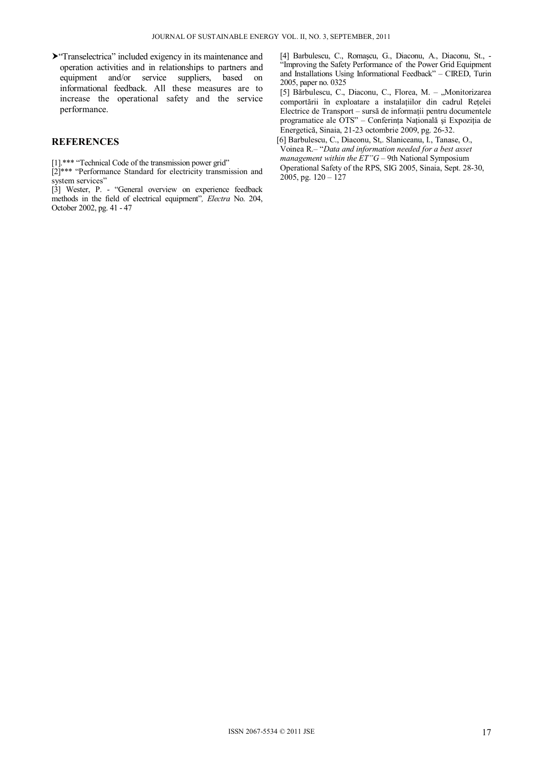- “Transelectrica” included exigency in its maintenance and operation activities and in relationships to partners and equipment and/or service suppliers, based on informational feedback. All these measures are to increase the operational safety and the service performance.

## REFERENCES

[1].*** “Technical Code of the transmission power grid”

[2]*** “Performance Standard for electricity transmission and system services”

[3] Wester, P. - “General overview on experience feedback methods in the field of electrical equipment”, *Electra* No. 204, October 2002, pg. 41 - 47

[4] Barbulescu, C., Romaşcu, G., Diaconu, A., Diaconu, St., - “Improving the Safety Performance of the Power Grid Equipment and Installations Using Informational Feedback” – CIRED, Turin 2005, paper no. 0325

[5] Bărbulescu, C., Diaconu, C., Florea, M. – „Monitorizarea comportării în exploatare a instalaţiilor din cadrul Reţelei Electrice de Transport – sursă de informaţii pentru documentele programatice ale OTS” – Conferinţa Naţională şi Expoziţia de Energetică, Sinaia, 21-23 octombrie 2009, pg. 26-32.

[6] Barbulescu, C., Diaconu, St,. Slaniceanu, I., Tanase, O., Voinea R.– “*Data and information needed for a best asset management within the ET”G* – 9th National Symposium Operational Safety of the RPS, SIG 2005, Sinaia, Sept. 28-30, 2005, pg. 120 – 127